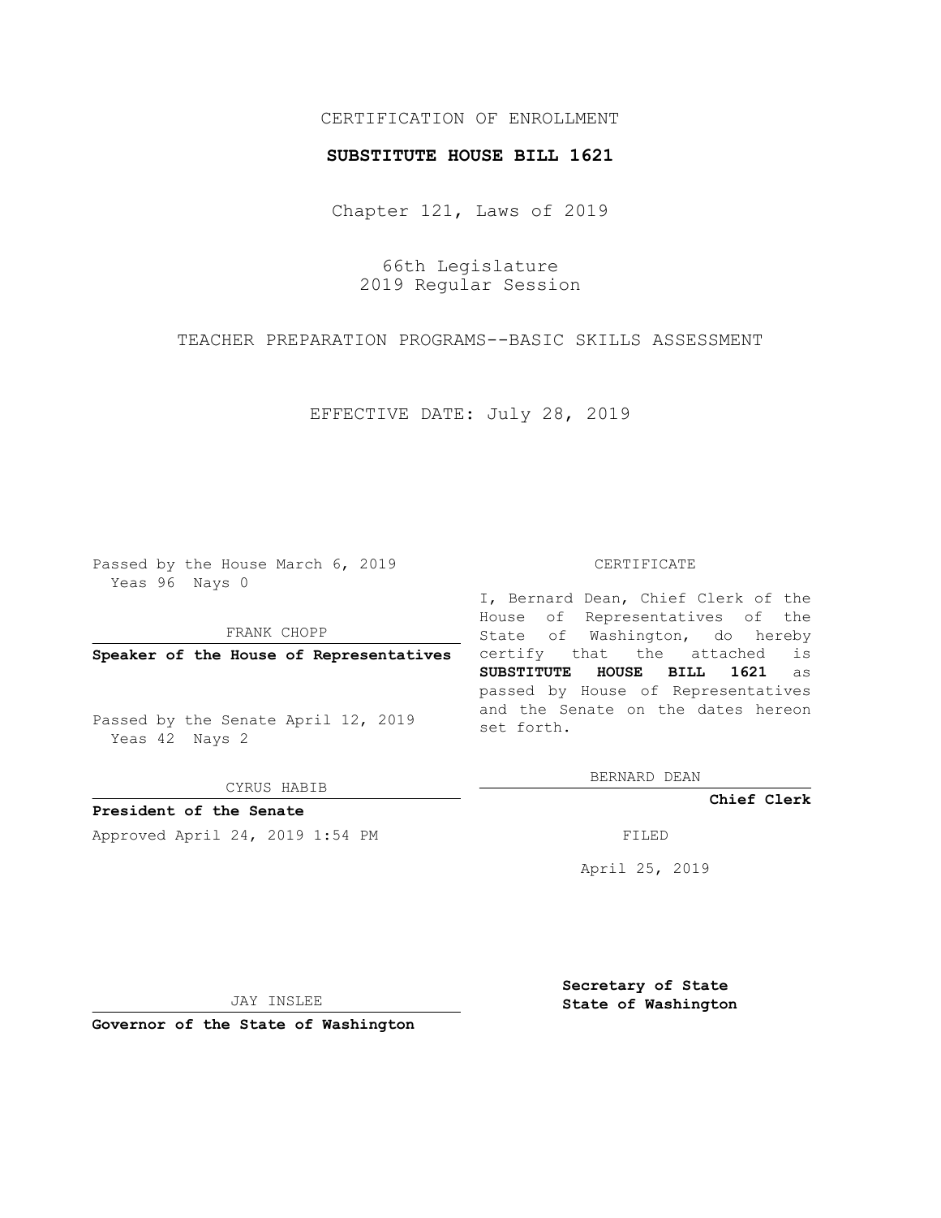CERTIFICATION OF ENROLLMENT

**SUBSTITUTE HOUSE BILL 1621**

Chapter 121, Laws of 2019

66th Legislature
2019 Regular Session

TEACHER PREPARATION PROGRAMS--BASIC SKILLS ASSESSMENT

EFFECTIVE DATE: July 28, 2019

Passed by the House March 6, 2019
Yeas 96 Nays 0

FRANK CHOPP

**Speaker of the House of Representatives**

Passed by the Senate April 12, 2019
Yeas 42 Nays 2

CYRUS HABIB

**President of the Senate**

Approved April 24, 2019 1:54 PM

JAY INSLEE

**Governor of the State of Washington**

CERTIFICATE

I, Bernard Dean, Chief Clerk of the House of Representatives of the State of Washington, do hereby certify that the attached is **SUBSTITUTE HOUSE BILL 1621** as passed by House of Representatives and the Senate on the dates hereon set forth.

BERNARD DEAN

**Chief Clerk**

FILED

April 25, 2019

**Secretary of State**
**State of Washington**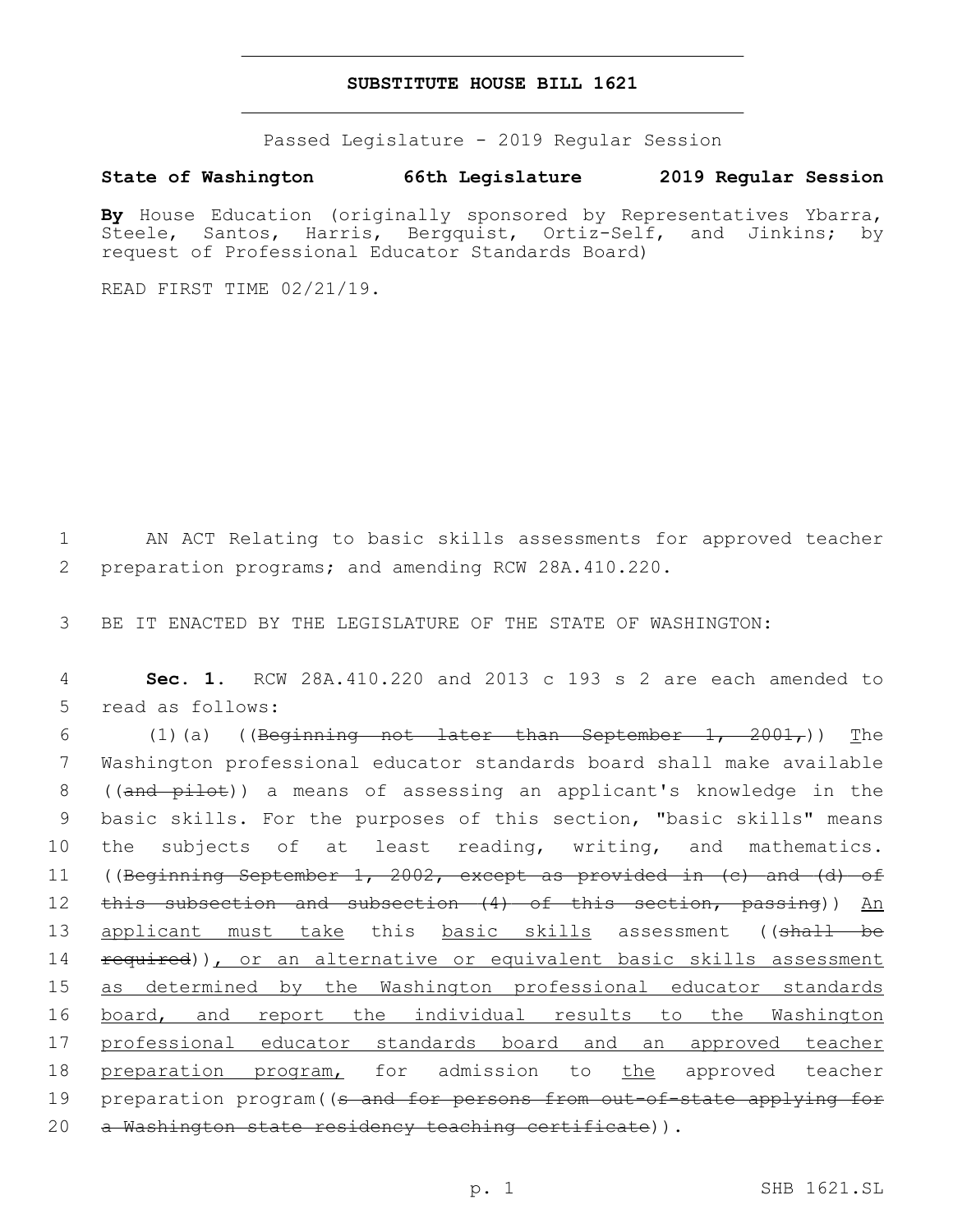# SUBSTITUTE HOUSE BILL 1621

Passed Legislature - 2019 Regular Session

**State of Washington 66th Legislature 2019 Regular Session**

**By** House Education (originally sponsored by Representatives Ybarra, Steele, Santos, Harris, Bergquist, Ortiz-Self, and Jinkins; by request of Professional Educator Standards Board)

READ FIRST TIME 02/21/19.

1 AN ACT Relating to basic skills assessments for approved teacher
2 preparation programs; and amending RCW 28A.410.220.

3 BE IT ENACTED BY THE LEGISLATURE OF THE STATE OF WASHINGTON:

4 **Sec. 1.** RCW 28A.410.220 and 2013 c 193 s 2 are each amended to
5 read as follows:

6 (1)(a) ((~~Beginning not later than September 1, 2001,~~)) <u>T</u>he
7 Washington professional educator standards board shall make available
8 ((~~and pilot~~)) a means of assessing an applicant's knowledge in the
9 basic skills. For the purposes of this section, "basic skills" means
10 the subjects of at least reading, writing, and mathematics.
11 ((~~Beginning September 1, 2002, except as provided in (c) and (d) of~~
12 ~~this subsection and subsection (4) of this section, passing~~)) <u>An</u>
13 <u>applicant must take</u> this <u>basic skills</u> assessment ((~~shall be~~
14 ~~required~~))<u>, or an alternative or equivalent basic skills assessment</u>
15 <u>as determined by the Washington professional educator standards</u>
16 <u>board, and report the individual results to the Washington</u>
17 <u>professional educator standards board and an approved teacher</u>
18 <u>preparation program,</u> for admission to <u>the</u> approved teacher
19 preparation program((~~s and for persons from out-of-state applying for~~
20 ~~a Washington state residency teaching certificate~~)).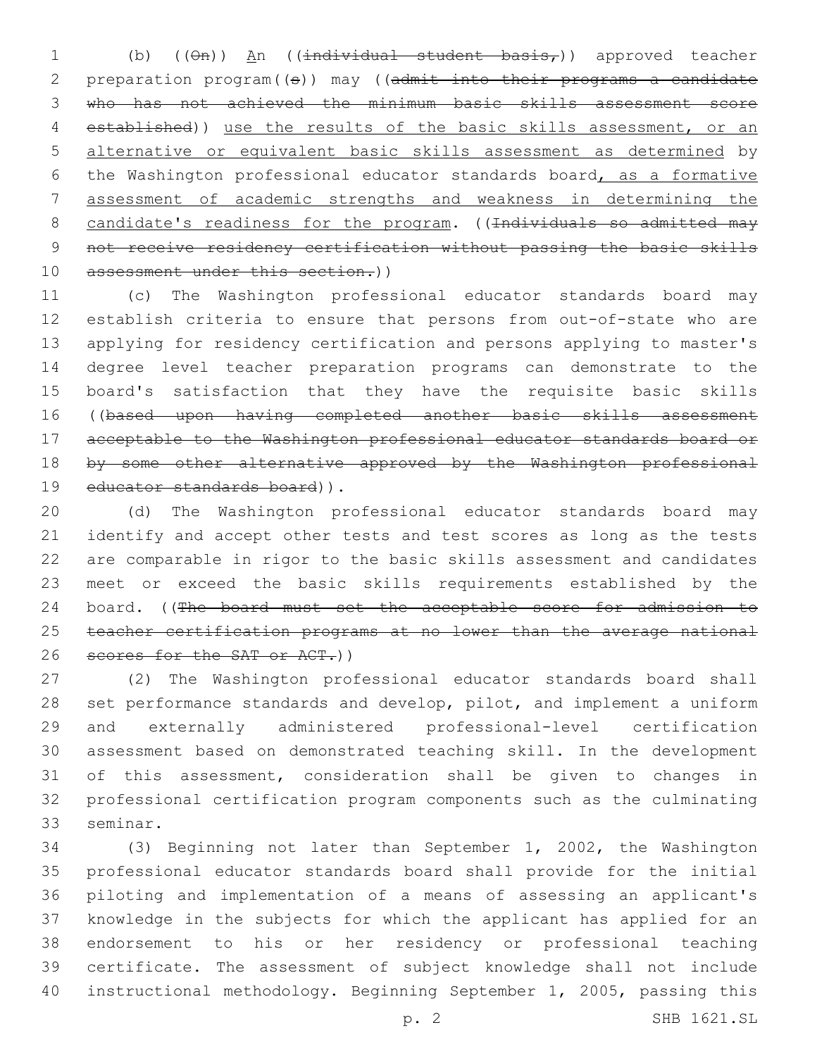(b) ((~~On~~)) An ((~~individual student basis,~~)) approved teacher preparation program((~~s~~)) may ((~~admit into their programs a candidate who has not achieved the minimum basic skills assessment score established~~)) use the results of the basic skills assessment, or an alternative or equivalent basic skills assessment as determined by the Washington professional educator standards board, as a formative assessment of academic strengths and weakness in determining the candidate's readiness for the program. ((~~Individuals so admitted may not receive residency certification without passing the basic skills assessment under this section.~~))

(c) The Washington professional educator standards board may establish criteria to ensure that persons from out-of-state who are applying for residency certification and persons applying to master's degree level teacher preparation programs can demonstrate to the board's satisfaction that they have the requisite basic skills ((~~based upon having completed another basic skills assessment acceptable to the Washington professional educator standards board or by some other alternative approved by the Washington professional educator standards board~~)).

(d) The Washington professional educator standards board may identify and accept other tests and test scores as long as the tests are comparable in rigor to the basic skills assessment and candidates meet or exceed the basic skills requirements established by the board. ((~~The board must set the acceptable score for admission to teacher certification programs at no lower than the average national scores for the SAT or ACT.~~))

(2) The Washington professional educator standards board shall set performance standards and develop, pilot, and implement a uniform and externally administered professional-level certification assessment based on demonstrated teaching skill. In the development of this assessment, consideration shall be given to changes in professional certification program components such as the culminating seminar.

(3) Beginning not later than September 1, 2002, the Washington professional educator standards board shall provide for the initial piloting and implementation of a means of assessing an applicant's knowledge in the subjects for which the applicant has applied for an endorsement to his or her residency or professional teaching certificate. The assessment of subject knowledge shall not include instructional methodology. Beginning September 1, 2005, passing this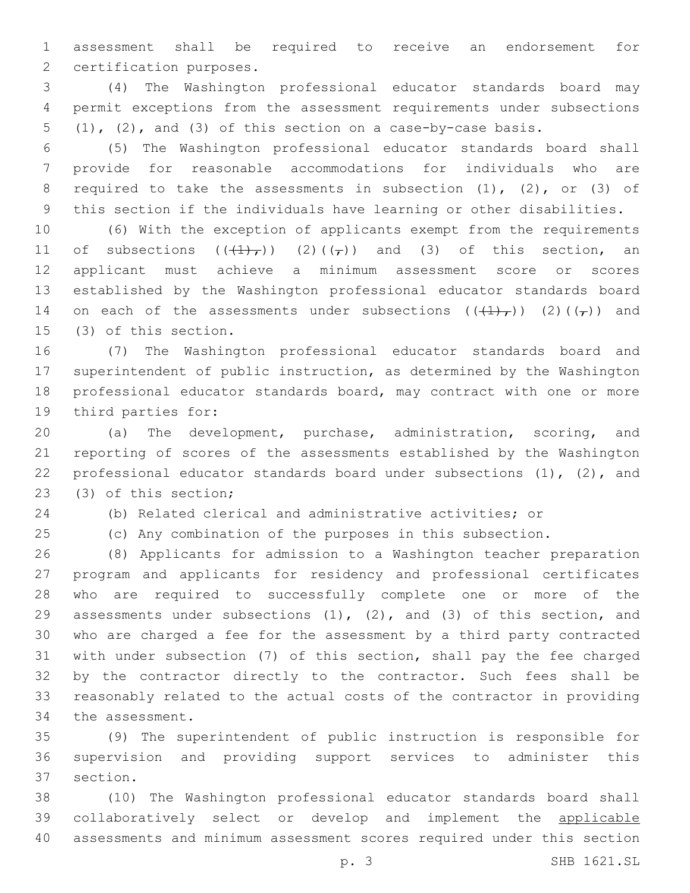assessment shall be required to receive an endorsement for certification purposes.

(4) The Washington professional educator standards board may permit exceptions from the assessment requirements under subsections (1), (2), and (3) of this section on a case-by-case basis.

(5) The Washington professional educator standards board shall provide for reasonable accommodations for individuals who are required to take the assessments in subsection (1), (2), or (3) of this section if the individuals have learning or other disabilities.

(6) With the exception of applicants exempt from the requirements of subsections ((~~(1),~~)) (2)((~~,~~)) and (3) of this section, an applicant must achieve a minimum assessment score or scores established by the Washington professional educator standards board on each of the assessments under subsections ((~~(1),~~)) (2)((~~,~~)) and (3) of this section.

(7) The Washington professional educator standards board and superintendent of public instruction, as determined by the Washington professional educator standards board, may contract with one or more third parties for:

(a) The development, purchase, administration, scoring, and reporting of scores of the assessments established by the Washington professional educator standards board under subsections (1), (2), and (3) of this section;

(b) Related clerical and administrative activities; or

(c) Any combination of the purposes in this subsection.

(8) Applicants for admission to a Washington teacher preparation program and applicants for residency and professional certificates who are required to successfully complete one or more of the assessments under subsections (1), (2), and (3) of this section, and who are charged a fee for the assessment by a third party contracted with under subsection (7) of this section, shall pay the fee charged by the contractor directly to the contractor. Such fees shall be reasonably related to the actual costs of the contractor in providing the assessment.

(9) The superintendent of public instruction is responsible for supervision and providing support services to administer this section.

(10) The Washington professional educator standards board shall collaboratively select or develop and implement the <u>applicable</u> assessments and minimum assessment scores required under this section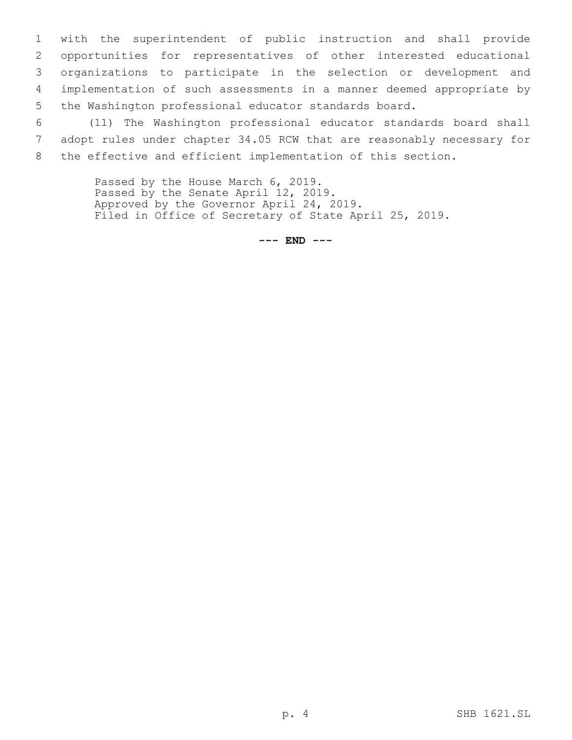with the superintendent of public instruction and shall provide opportunities for representatives of other interested educational organizations to participate in the selection or development and implementation of such assessments in a manner deemed appropriate by the Washington professional educator standards board.

(11) The Washington professional educator standards board shall adopt rules under chapter 34.05 RCW that are reasonably necessary for the effective and efficient implementation of this section.

Passed by the House March 6, 2019.
Passed by the Senate April 12, 2019.
Approved by the Governor April 24, 2019.
Filed in Office of Secretary of State April 25, 2019.

**--- END ---**